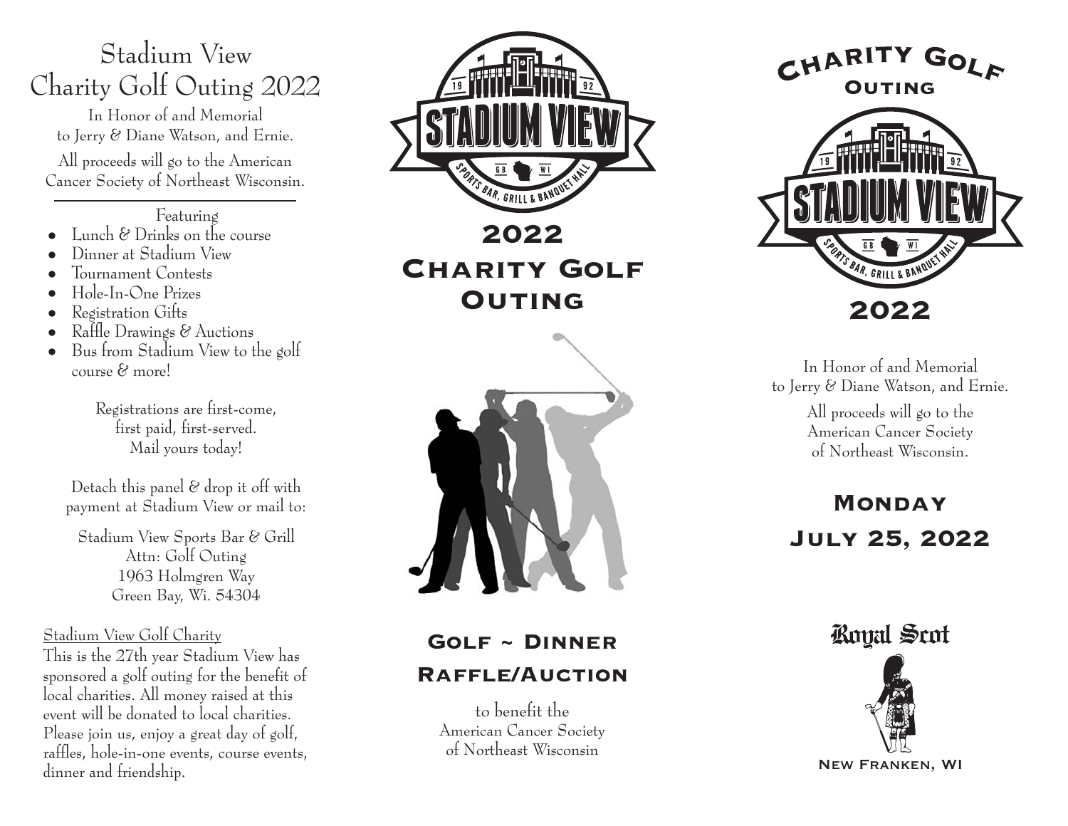# Stadium View Charity Golf Outing 2022

In Honor of and Memorial to Jerry & Diane Watson, and Ernie.

All proceeds will go to the American Cancer Society of Northeast Wisconsin.

Featuring

- Lunch & Drinks on the course
- Dinner at Stadium View
- Tournament Contests
- Hole-In-One Prizes
- Registration Gifts
- Raffle Drawings & Auctions
- Bus from Stadium View to the golf course & more!

Registrations are first-come, first paid, first-served. Mail yours today!

Detach this panel & drop it off with payment at Stadium View or mail to:

Stadium View Sports Bar & Grill
Attn: Golf Outing
1963 Holmgren Way
Green Bay, Wi. 54304

Stadium View Golf Charity

This is the 27th year Stadium View has sponsored a golf outing for the benefit of local charities. All money raised at this event will be donated to local charities. Please join us, enjoy a great day of golf, raffles, hole-in-one events, course events, dinner and friendship.

19 STADIUM VIEW 92
GB WI
SPORTS BAR, GRILL & BANQUET HALL

## 2022 Charity Golf Outing

## Golf ~ Dinner Raffle/Auction

to benefit the American Cancer Society of Northeast Wisconsin

## Charity Golf Outing

19 STADIUM VIEW 92
GB WI
SPORTS BAR, GRILL & BANQUET HALL

## 2022

In Honor of and Memorial to Jerry & Diane Watson, and Ernie.

All proceeds will go to the American Cancer Society of Northeast Wisconsin.

## Monday July 25, 2022

Royal Scot

New Franken, WI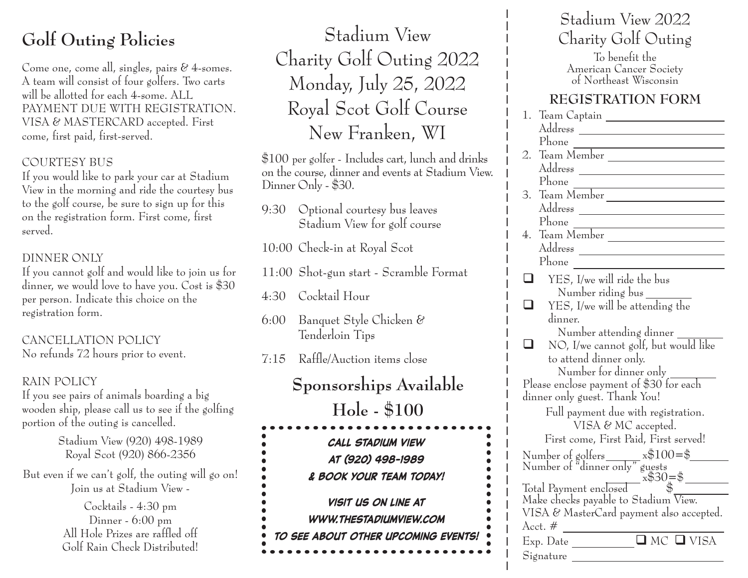## Golf Outing Policies

Come one, come all, singles, pairs & 4-somes. A team will consist of four golfers. Two carts will be allotted for each 4-some. ALL PAYMENT DUE WITH REGISTRATION. VISA & MASTERCARD accepted. First come, first paid, first-served.

COURTESY BUS
If you would like to park your car at Stadium View in the morning and ride the courtesy bus to the golf course, be sure to sign up for this on the registration form. First come, first served.

DINNER ONLY
If you cannot golf and would like to join us for dinner, we would love to have you. Cost is $30 per person. Indicate this choice on the registration form.

CANCELLATION POLICY
No refunds 72 hours prior to event.

RAIN POLICY
If you see pairs of animals boarding a big wooden ship, please call us to see if the golfing portion of the outing is cancelled.

Stadium View (920) 498-1989
Royal Scot (920) 866-2356

But even if we can't golf, the outing will go on!
Join us at Stadium View -

Cocktails - 4:30 pm
Dinner - 6:00 pm
All Hole Prizes are raffled off
Golf Rain Check Distributed!

# Stadium View Charity Golf Outing 2022
# Monday, July 25, 2022
# Royal Scot Golf Course
# New Franken, WI

$100 per golfer - Includes cart, lunch and drinks on the course, dinner and events at Stadium View. Dinner Only - $30.

- 9:30 Optional courtesy bus leaves Stadium View for golf course
- 10:00 Check-in at Royal Scot
- 11:00 Shot-gun start - Scramble Format
- 4:30 Cocktail Hour
- 6:00 Banquet Style Chicken & Tenderloin Tips
- 7:15 Raffle/Auction items close

## Sponsorships Available
## Hole - $100

**CALL STADIUM VIEW AT (920) 498-1989 & BOOK YOUR TEAM TODAY!**

**VISIT US ON LINE AT WWW.THESTADIUMVIEW.COM TO SEE ABOUT OTHER UPCOMING EVENTS!**

---

# Stadium View 2022 Charity Golf Outing

To benefit the American Cancer Society of Northeast Wisconsin

## REGISTRATION FORM

1. Team Captain ______________
   Address ______________
   Phone ______________
2. Team Member ______________
   Address ______________
   Phone ______________
3. Team Member ______________
   Address ______________
   Phone ______________
4. Team Member ______________
   Address ______________
   Phone ______________

❑ YES, I/we will ride the bus
   Number riding bus ________

❑ YES, I/we will be attending the dinner.
   Number attending dinner ________

❑ NO, I/we cannot golf, but would like to attend dinner only.
   Number for dinner only ________

Please enclose payment of $30 for each dinner only guest. Thank You!

Full payment due with registration.
VISA & MC accepted.
First come, First Paid, First served!

Number of golfers ______ x$100=$ ______
Number of "dinner only" guests ______ x$30=$ ______
Total Payment enclosed $ ______

Make checks payable to Stadium View.
VISA & MasterCard payment also accepted.

Acct. # ______________
Exp. Date __________ ❑ MC ❑ VISA
Signature ______________